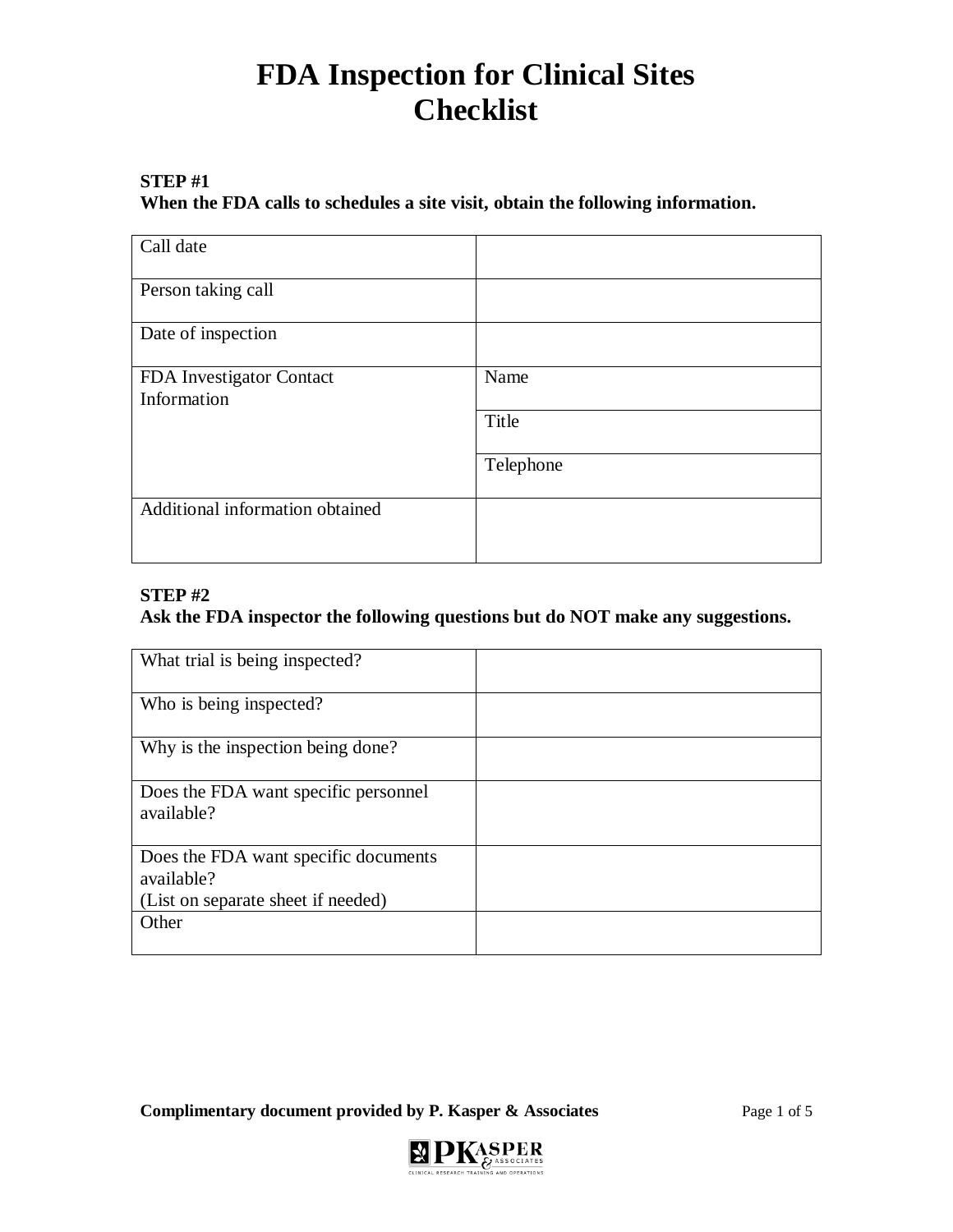# FDA Inspection for Clinical Sites Checklist

**STEP #1**
**When the FDA calls to schedules a site visit, obtain the following information.**

| Call date | |
|---|---|
| Person taking call | |
| Date of inspection | |
| FDA Investigator Contact Information | Name |
| | Title |
| | Telephone |
| Additional information obtained | |

**STEP #2**
**Ask the FDA inspector the following questions but do NOT make any suggestions.**

| What trial is being inspected? | |
|---|---|
| Who is being inspected? | |
| Why is the inspection being done? | |
| Does the FDA want specific personnel available? | |
| Does the FDA want specific documents available? (List on separate sheet if needed) | |
| Other | |

**Complimentary document provided by P. Kasper & Associates**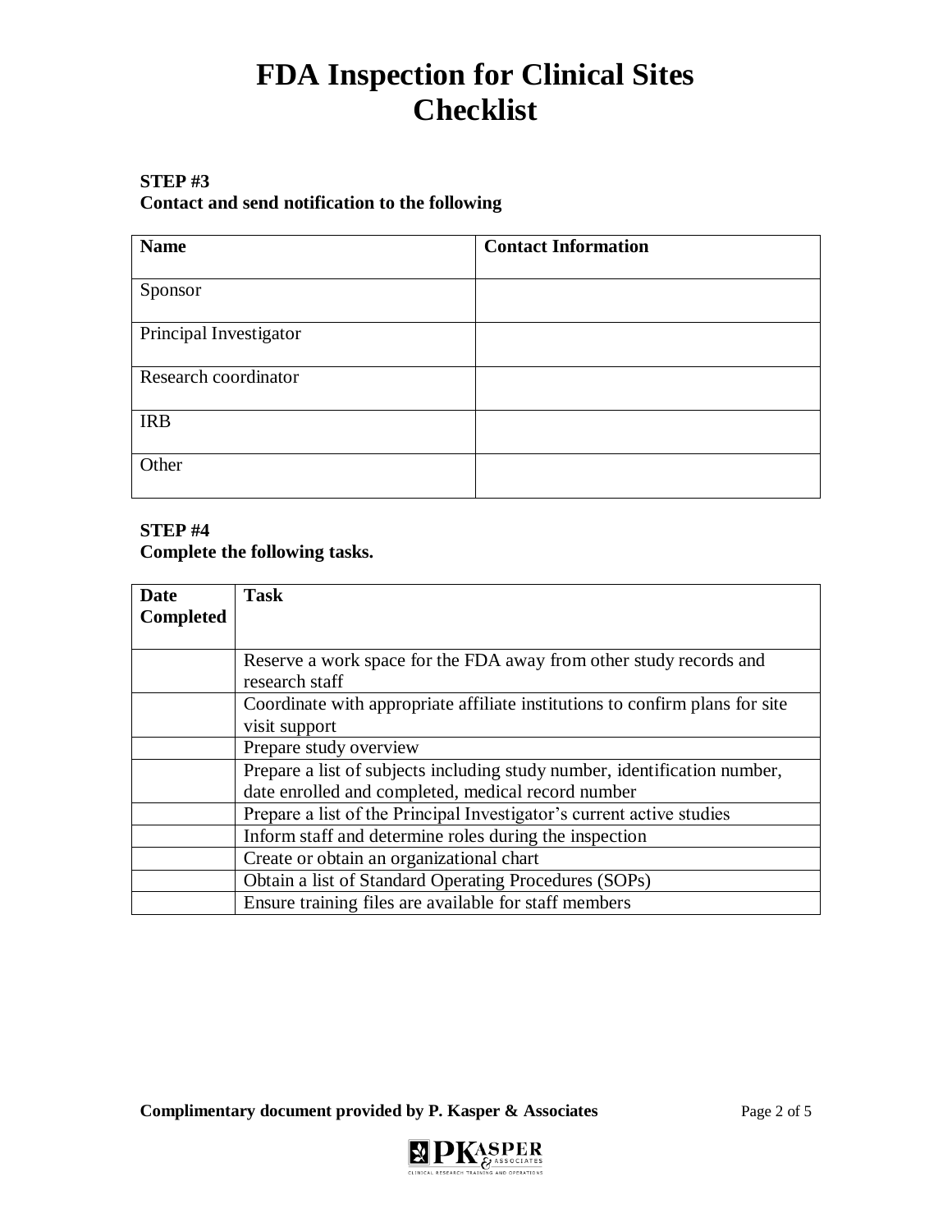# FDA Inspection for Clinical Sites Checklist

**STEP #3**
**Contact and send notification to the following**

| Name | Contact Information |
|---|---|
| Sponsor | |
| Principal Investigator | |
| Research coordinator | |
| IRB | |
| Other | |

**STEP #4**
**Complete the following tasks.**

| Date Completed | Task |
|---|---|
| | Reserve a work space for the FDA away from other study records and research staff |
| | Coordinate with appropriate affiliate institutions to confirm plans for site visit support |
| | Prepare study overview |
| | Prepare a list of subjects including study number, identification number, date enrolled and completed, medical record number |
| | Prepare a list of the Principal Investigator's current active studies |
| | Inform staff and determine roles during the inspection |
| | Create or obtain an organizational chart |
| | Obtain a list of Standard Operating Procedures (SOPs) |
| | Ensure training files are available for staff members |

**Complimentary document provided by P. Kasper & Associates**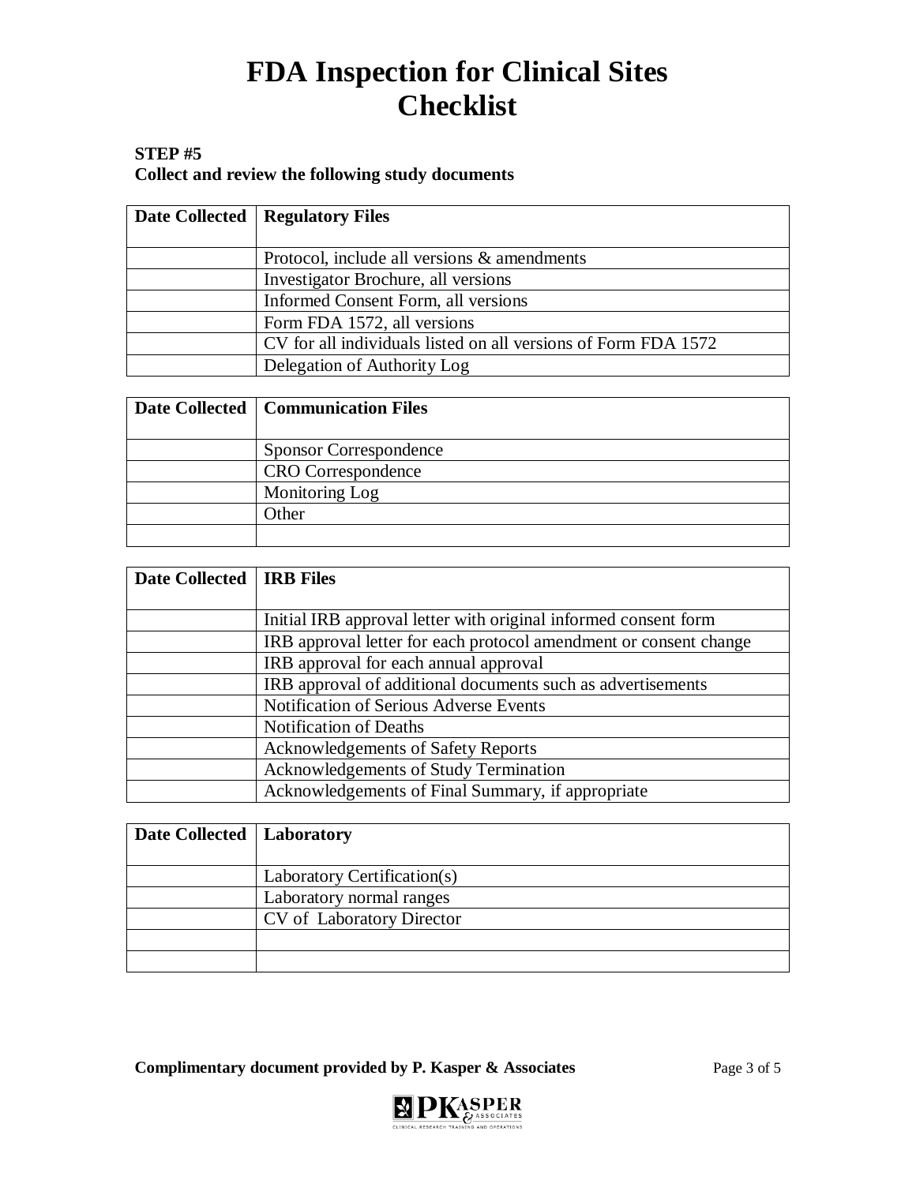# FDA Inspection for Clinical Sites Checklist

**STEP #5**
**Collect and review the following study documents**

| Date Collected | Regulatory Files |
|---|---|
| | Protocol, include all versions & amendments |
| | Investigator Brochure, all versions |
| | Informed Consent Form, all versions |
| | Form FDA 1572, all versions |
| | CV for all individuals listed on all versions of Form FDA 1572 |
| | Delegation of Authority Log |

| Date Collected | Communication Files |
|---|---|
| | Sponsor Correspondence |
| | CRO Correspondence |
| | Monitoring Log |
| | Other |
| | |

| Date Collected | IRB Files |
|---|---|
| | Initial IRB approval letter with original informed consent form |
| | IRB approval letter for each protocol amendment or consent change |
| | IRB approval for each annual approval |
| | IRB approval of additional documents such as advertisements |
| | Notification of Serious Adverse Events |
| | Notification of Deaths |
| | Acknowledgements of Safety Reports |
| | Acknowledgements of Study Termination |
| | Acknowledgements of Final Summary, if appropriate |

| Date Collected | Laboratory |
|---|---|
| | Laboratory Certification(s) |
| | Laboratory normal ranges |
| | CV of Laboratory Director |
| | |
| | |

**Complimentary document provided by P. Kasper & Associates**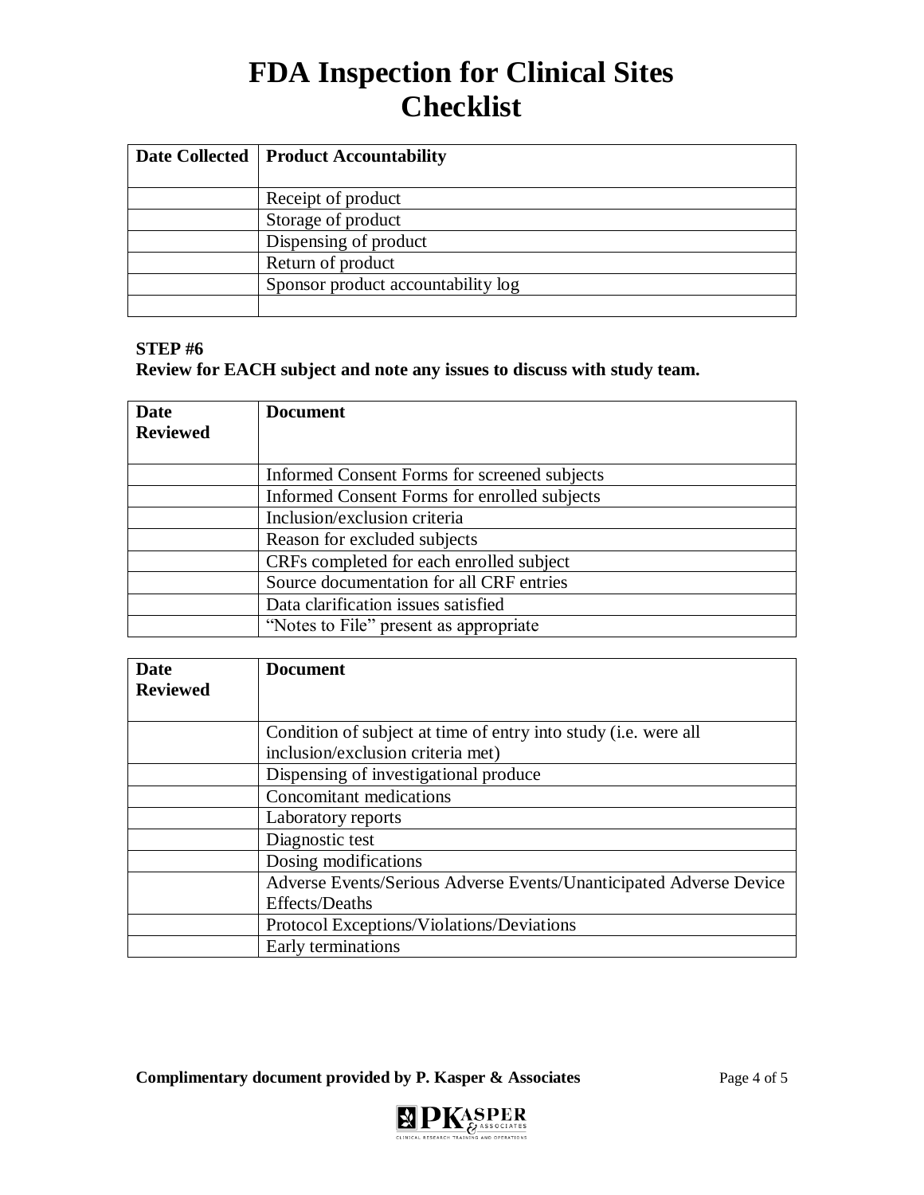# FDA Inspection for Clinical Sites Checklist

| Date Collected | Product Accountability |
|---|---|
| | Receipt of product |
| | Storage of product |
| | Dispensing of product |
| | Return of product |
| | Sponsor product accountability log |
| | |

**STEP #6**
**Review for EACH subject and note any issues to discuss with study team.**

| Date Reviewed | Document |
|---|---|
| | Informed Consent Forms for screened subjects |
| | Informed Consent Forms for enrolled subjects |
| | Inclusion/exclusion criteria |
| | Reason for excluded subjects |
| | CRFs completed for each enrolled subject |
| | Source documentation for all CRF entries |
| | Data clarification issues satisfied |
| | "Notes to File" present as appropriate |

| Date Reviewed | Document |
|---|---|
| | Condition of subject at time of entry into study (i.e. were all inclusion/exclusion criteria met) |
| | Dispensing of investigational produce |
| | Concomitant medications |
| | Laboratory reports |
| | Diagnostic test |
| | Dosing modifications |
| | Adverse Events/Serious Adverse Events/Unanticipated Adverse Device Effects/Deaths |
| | Protocol Exceptions/Violations/Deviations |
| | Early terminations |

**Complimentary document provided by P. Kasper & Associates**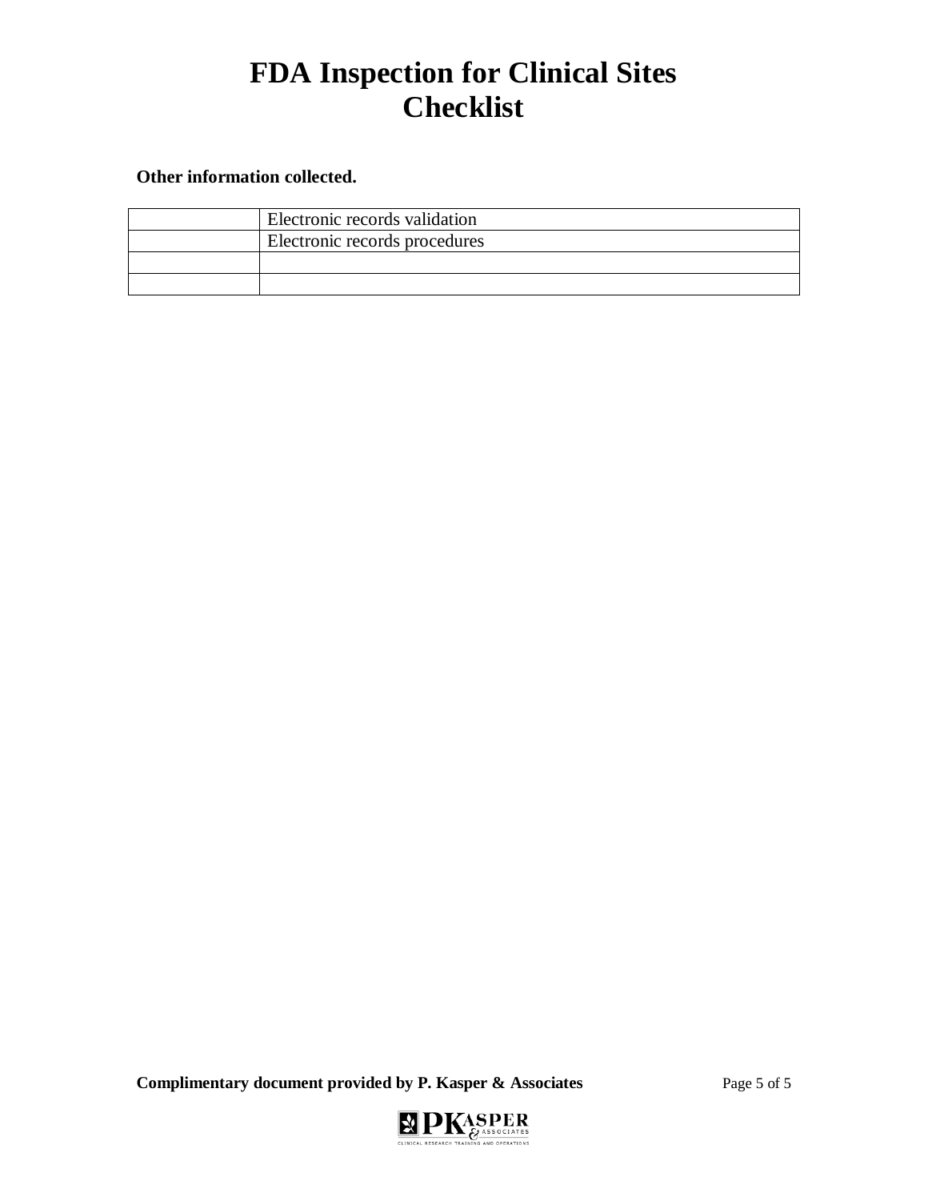# FDA Inspection for Clinical Sites Checklist

**Other information collected.**

| | |
|---|---|
| | Electronic records validation |
| | Electronic records procedures |
| | |
| | |

**Complimentary document provided by P. Kasper & Associates**